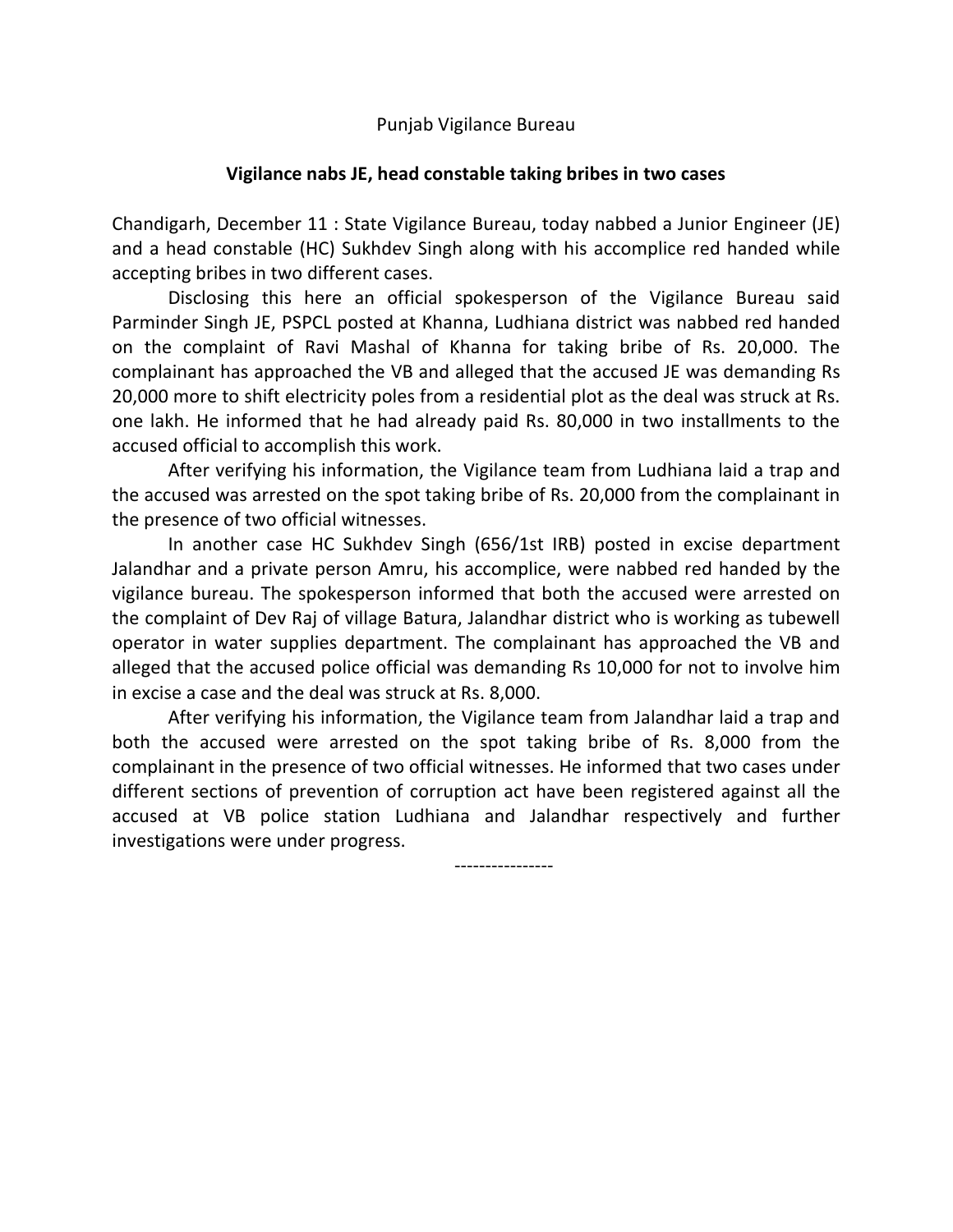Punjab Vigilance Bureau

## Vigilance nabs JE, head constable taking bribes in two cases

Chandigarh, December 11 : State Vigilance Bureau, today nabbed a Junior Engineer (JE) and a head constable (HC) Sukhdev Singh along with his accomplice red handed while accepting bribes in two different cases.

Disclosing this here an official spokesperson of the Vigilance Bureau said Parminder Singh JE, PSPCL posted at Khanna, Ludhiana district was nabbed red handed on the complaint of Ravi Mashal of Khanna for taking bribe of Rs. 20,000. The complainant has approached the VB and alleged that the accused JE was demanding Rs 20,000 more to shift electricity poles from a residential plot as the deal was struck at Rs. one lakh. He informed that he had already paid Rs. 80,000 in two installments to the accused official to accomplish this work.

After verifying his information, the Vigilance team from Ludhiana laid a trap and the accused was arrested on the spot taking bribe of Rs. 20,000 from the complainant in the presence of two official witnesses.

In another case HC Sukhdev Singh (656/1st IRB) posted in excise department Jalandhar and a private person Amru, his accomplice, were nabbed red handed by the vigilance bureau. The spokesperson informed that both the accused were arrested on the complaint of Dev Raj of village Batura, Jalandhar district who is working as tubewell operator in water supplies department. The complainant has approached the VB and alleged that the accused police official was demanding Rs 10,000 for not to involve him in excise a case and the deal was struck at Rs. 8,000.

After verifying his information, the Vigilance team from Jalandhar laid a trap and both the accused were arrested on the spot taking bribe of Rs. 8,000 from the complainant in the presence of two official witnesses. He informed that two cases under different sections of prevention of corruption act have been registered against all the accused at VB police station Ludhiana and Jalandhar respectively and further investigations were under progress.

----------------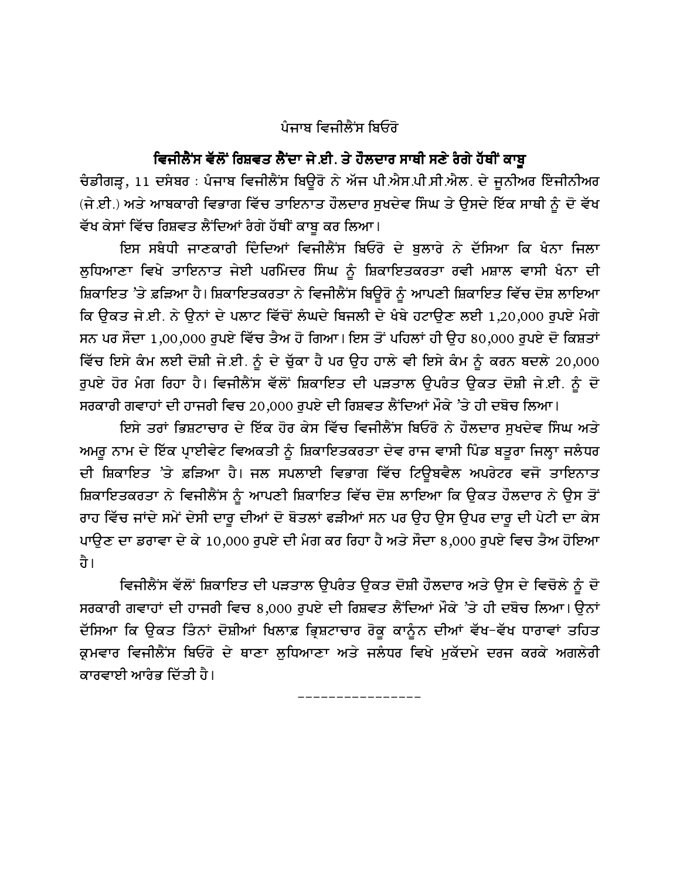ਪੰਜਾਬ ਵਿਜੀਲੈਂਸ ਬਿਓਰੋ

## ਵਿਜੀਲੈਂਸ ਵੱਲੋਂ ਰਿਸ਼ਵਤ ਲੈਂਦਾ ਜੇ.ਈ. ਤੇ ਹੌਲਦਾਰ ਸਾਥੀ ਸਣੇ ਰੰਗੇ ਹੱਥੀਂ ਕਾਬੂ

ਚੰਡੀਗੜ੍ਹ, 11 ਦਸੰਬਰ : ਪੰਜਾਬ ਵਿਜੀਲੈਂਸ ਬਿਊਰੋ ਨੇ ਅੱਜ ਪੀ.ਐਸ.ਪੀ.ਸੀ.ਐਲ. ਦੇ ਜੂਨੀਅਰ ਇੰਜੀਨੀਅਰ (ਜੇ.ਈ.) ਅਤੇ ਆਬਕਾਰੀ ਵਿਭਾਗ ਵਿੱਚ ਤਾਇਨਾਤ ਹੌਲਦਾਰ ਸੁਖਦੇਵ ਸਿੰਘ ਤੇ ਉਸਦੇ ਇੱਕ ਸਾਥੀ ਨੂੰ ਦੋ ਵੱਖ ਵੱਖ ਕੇਸਾਂ ਵਿੱਚ ਰਿਸ਼ਵਤ ਲੈਂਦਿਆਂ ਰੰਗੇ ਹੱਥੀਂ ਕਾਬੂ ਕਰ ਲਿਆ।

ਇਸ ਸਬੰਧੀ ਜਾਣਕਾਰੀ ਦਿੰਦਿਆਂ ਵਿਜੀਲੈਂਸ ਬਿਓਰੋ ਦੇ ਬੁਲਾਰੇ ਨੇ ਦੱਸਿਆ ਕਿ ਖੰਨਾ ਜਿਲਾ ਲੁਧਿਆਣਾ ਵਿਖੇ ਤਾਇਨਾਤ ਜੇਈ ਪਰਮਿੰਦਰ ਸਿੰਘ ਨੂੰ ਸ਼ਿਕਾਇਤਕਰਤਾ ਰਵੀ ਮਸ਼ਾਲ ਵਾਸੀ ਖੰਨਾ ਦੀ ਸ਼ਿਕਾਇਤ 'ਤੇ ਫ਼ੜਿਆ ਹੈ। ਸ਼ਿਕਾਇਤਕਰਤਾ ਨੇ ਵਿਜੀਲੈਂਸ ਬਿਊਰੋ ਨੂੰ ਆਪਣੀ ਸ਼ਿਕਾਇਤ ਵਿੱਚ ਦੋਸ਼ ਲਾਇਆ ਕਿ ਉਕਤ ਜੇ.ਈ. ਨੇ ਉਨਾਂ ਦੇ ਪਲਾਟ ਵਿੱਚੋਂ ਲੰਘਦੇ ਬਿਜਲੀ ਦੇ ਖੰਬੇ ਹਟਾਉਣ ਲਈ 1,20,000 ਰੁਪਏ ਮੰਗੇ ਸਨ ਪਰ ਸੌਦਾ 1,00,000 ਰੁਪਏ ਵਿੱਚ ਤੈਅ ਹੋ ਗਿਆ। ਇਸ ਤੋਂ ਪਹਿਲਾਂ ਹੀ ਉਹ 80,000 ਰੁਪਏ ਦੋ ਕਿਸ਼ਤਾਂ ਵਿੱਚ ਇਸੇ ਕੰਮ ਲਈ ਦੋਸ਼ੀ ਜੇ.ਈ. ਨੂੰ ਦੇ ਚੁੱਕਾ ਹੈ ਪਰ ਉਹ ਹਾਲੇ ਵੀ ਇਸੇ ਕੰਮ ਨੂੰ ਕਰਨ ਬਦਲੇ 20,000 ਰੁਪਏ ਹੋਰ ਮੰਗ ਰਿਹਾ ਹੈ। ਵਿਜੀਲੈਂਸ ਵੱਲੋਂ ਸ਼ਿਕਾਇਤ ਦੀ ਪੜਤਾਲ ਉਪਰੰਤ ਉਕਤ ਦੋਸ਼ੀ ਜੇ.ਈ. ਨੂੰ ਦੋ ਸਰਕਾਰੀ ਗਵਾਹਾਂ ਦੀ ਹਾਜਰੀ ਵਿਚ 20,000 ਰੁਪਏ ਦੀ ਰਿਸ਼ਵਤ ਲੈਂਦਿਆਂ ਮੌਕੇ 'ਤੇ ਹੀ ਦਬੋਚ ਲਿਆ।

ਇਸੇ ਤਰਾਂ ਭ੍ਰਿਸ਼ਟਾਚਾਰ ਦੇ ਇੱਕ ਹੋਰ ਕੇਸ ਵਿੱਚ ਵਿਜੀਲੈਂਸ ਬਿਓਰੋ ਨੇ ਹੌਲਦਾਰ ਸੁਖਦੇਵ ਸਿੰਘ ਅਤੇ ਅਮਰੂ ਨਾਮ ਦੇ ਇੱਕ ਪ੍ਰਾਈਵੇਟ ਵਿਅਕਤੀ ਨੂੰ ਸ਼ਿਕਾਇਤਕਰਤਾ ਦੇਵ ਰਾਜ ਵਾਸੀ ਪਿੰਡ ਬਤੂਰਾ ਜਿਲ੍ਹਾ ਜਲੰਧਰ ਦੀ ਸ਼ਿਕਾਇਤ 'ਤੇ ਫ਼ੜਿਆ ਹੈ। ਜਲ ਸਪਲਾਈ ਵਿਭਾਗ ਵਿੱਚ ਟਿਊਬਵੈਲ ਅਪਰੇਟਰ ਵਜੋ ਤਾਇਨਾਤ ਸ਼ਿਕਾਇਤਕਰਤਾ ਨੇ ਵਿਜੀਲੈਂਸ ਨੂੰ ਆਪਣੀ ਸ਼ਿਕਾਇਤ ਵਿੱਚ ਦੋਸ਼ ਲਾਇਆ ਕਿ ਉਕਤ ਹੌਲਦਾਰ ਨੇ ਉਸ ਤੋਂ ਰਾਹ ਵਿੱਚ ਜਾਂਦੇ ਸਮੇਂ ਦੇਸੀ ਦਾਰੂ ਦੀਆਂ ਦੋ ਬੋਤਲਾਂ ਫੜੀਆਂ ਸਨ ਪਰ ਉਹ ਉਸ ਉਪਰ ਦਾਰੂ ਦੀ ਪੇਟੀ ਦਾ ਕੇਸ ਪਾਉਣ ਦਾ ਡਰਾਵਾ ਦੇ ਕੇ 10,000 ਰੁਪਏ ਦੀ ਮੰਗ ਕਰ ਰਿਹਾ ਹੈ ਅਤੇ ਸੌਦਾ 8,000 ਰੁਪਏ ਵਿਚ ਤੈਅ ਹੋਇਆ ਹੈ।

ਵਿਜੀਲੈਂਸ ਵੱਲੋਂ ਸ਼ਿਕਾਇਤ ਦੀ ਪੜਤਾਲ ਉਪਰੰਤ ਉਕਤ ਦੋਸ਼ੀ ਹੌਲਦਾਰ ਅਤੇ ਉਸ ਦੇ ਵਿਚੋਲੇ ਨੂੰ ਦੋ ਸਰਕਾਰੀ ਗਵਾਹਾਂ ਦੀ ਹਾਜਰੀ ਵਿਚ 8,000 ਰੁਪਏ ਦੀ ਰਿਸ਼ਵਤ ਲੈਂਦਿਆਂ ਮੌਕੇ 'ਤੇ ਹੀ ਦਬੋਚ ਲਿਆ। ਉਨਾਂ ਦੱਸਿਆ ਕਿ ਉਕਤ ਤਿੰਨਾਂ ਦੋਸ਼ੀਆਂ ਖਿਲਾਫ਼ ਭ੍ਰਿਸ਼ਟਾਚਾਰ ਰੋਕੂ ਕਾਨੂੰਨ ਦੀਆਂ ਵੱਖ-ਵੱਖ ਧਾਰਾਵਾਂ ਤਹਿਤ ਕ੍ਰਮਵਾਰ ਵਿਜੀਲੈਂਸ ਬਿਓਰੋ ਦੇ ਥਾਣਾ ਲੁਧਿਆਣਾ ਅਤੇ ਜਲੰਧਰ ਵਿਖੇ ਮੁਕੱਦਮੇ ਦਰਜ ਕਰਕੇ ਅਗਲੇਰੀ ਕਾਰਵਾਈ ਆਰੰਭ ਦਿੱਤੀ ਹੈ।

---------------